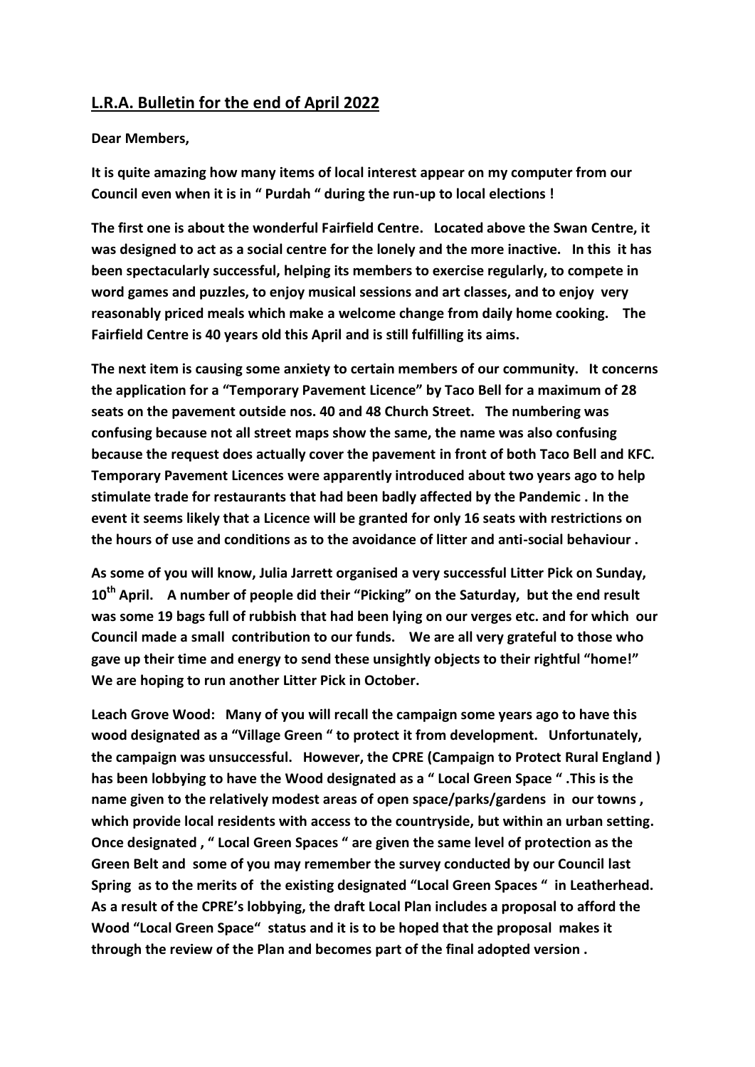## **L.R.A. Bulletin for the end of April 2022**

**Dear Members,**

**It is quite amazing how many items of local interest appear on my computer from our Council even when it is in " Purdah " during the run-up to local elections !**

**The first one is about the wonderful Fairfield Centre. Located above the Swan Centre, it was designed to act as a social centre for the lonely and the more inactive. In this it has been spectacularly successful, helping its members to exercise regularly, to compete in word games and puzzles, to enjoy musical sessions and art classes, and to enjoy very reasonably priced meals which make a welcome change from daily home cooking. The Fairfield Centre is 40 years old this April and is still fulfilling its aims.**

**The next item is causing some anxiety to certain members of our community. It concerns the application for a "Temporary Pavement Licence" by Taco Bell for a maximum of 28 seats on the pavement outside nos. 40 and 48 Church Street. The numbering was confusing because not all street maps show the same, the name was also confusing because the request does actually cover the pavement in front of both Taco Bell and KFC. Temporary Pavement Licences were apparently introduced about two years ago to help stimulate trade for restaurants that had been badly affected by the Pandemic . In the event it seems likely that a Licence will be granted for only 16 seats with restrictions on the hours of use and conditions as to the avoidance of litter and anti-social behaviour .**

**As some of you will know, Julia Jarrett organised a very successful Litter Pick on Sunday, 10th April. A number of people did their "Picking" on the Saturday, but the end result was some 19 bags full of rubbish that had been lying on our verges etc. and for which our Council made a small contribution to our funds. We are all very grateful to those who gave up their time and energy to send these unsightly objects to their rightful "home!" We are hoping to run another Litter Pick in October.**

**Leach Grove Wood: Many of you will recall the campaign some years ago to have this wood designated as a "Village Green " to protect it from development. Unfortunately, the campaign was unsuccessful. However, the CPRE (Campaign to Protect Rural England ) has been lobbying to have the Wood designated as a " Local Green Space " .This is the name given to the relatively modest areas of open space/parks/gardens in our towns , which provide local residents with access to the countryside, but within an urban setting. Once designated , " Local Green Spaces " are given the same level of protection as the Green Belt and some of you may remember the survey conducted by our Council last Spring as to the merits of the existing designated "Local Green Spaces " in Leatherhead. As a result of the CPRE's lobbying, the draft Local Plan includes a proposal to afford the Wood "Local Green Space" status and it is to be hoped that the proposal makes it through the review of the Plan and becomes part of the final adopted version .**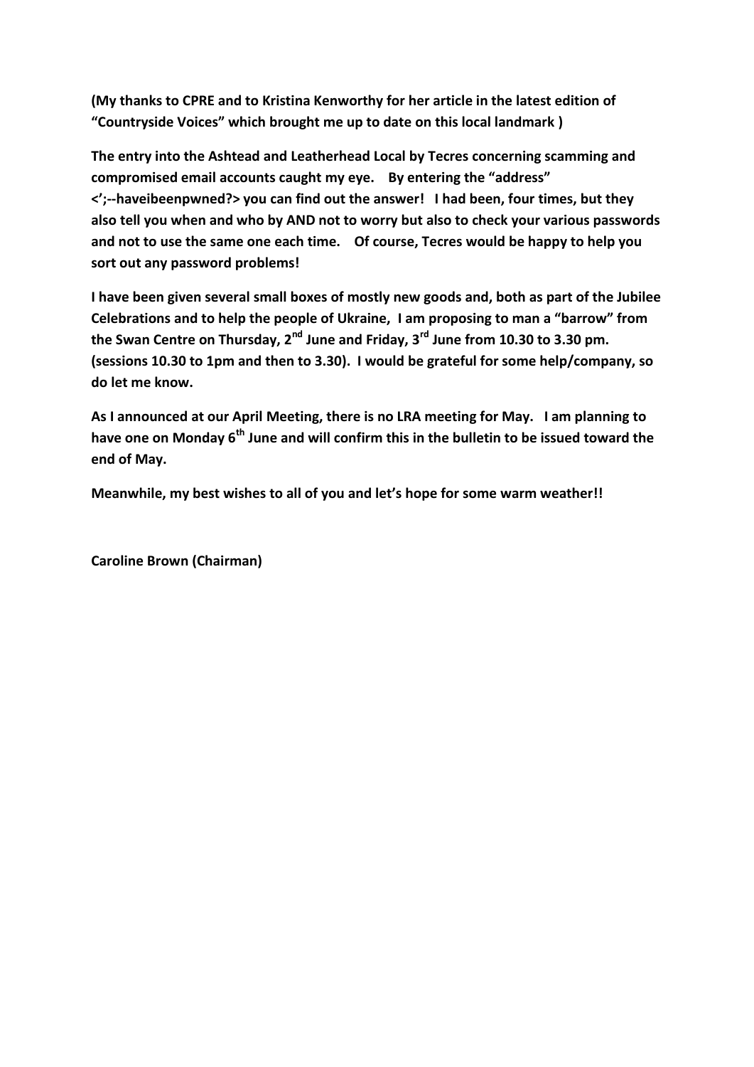**(My thanks to CPRE and to Kristina Kenworthy for her article in the latest edition of "Countryside Voices" which brought me up to date on this local landmark )**

**The entry into the Ashtead and Leatherhead Local by Tecres concerning scamming and compromised email accounts caught my eye. By entering the "address" <';--haveibeenpwned?> you can find out the answer! I had been, four times, but they also tell you when and who by AND not to worry but also to check your various passwords and not to use the same one each time. Of course, Tecres would be happy to help you sort out any password problems!**

**I have been given several small boxes of mostly new goods and, both as part of the Jubilee Celebrations and to help the people of Ukraine, I am proposing to man a "barrow" from the Swan Centre on Thursday, 2nd June and Friday, 3rd June from 10.30 to 3.30 pm. (sessions 10.30 to 1pm and then to 3.30). I would be grateful for some help/company, so do let me know.**

**As I announced at our April Meeting, there is no LRA meeting for May. I am planning to have one on Monday 6th June and will confirm this in the bulletin to be issued toward the end of May.**

**Meanwhile, my best wishes to all of you and let's hope for some warm weather!!**

**Caroline Brown (Chairman)**